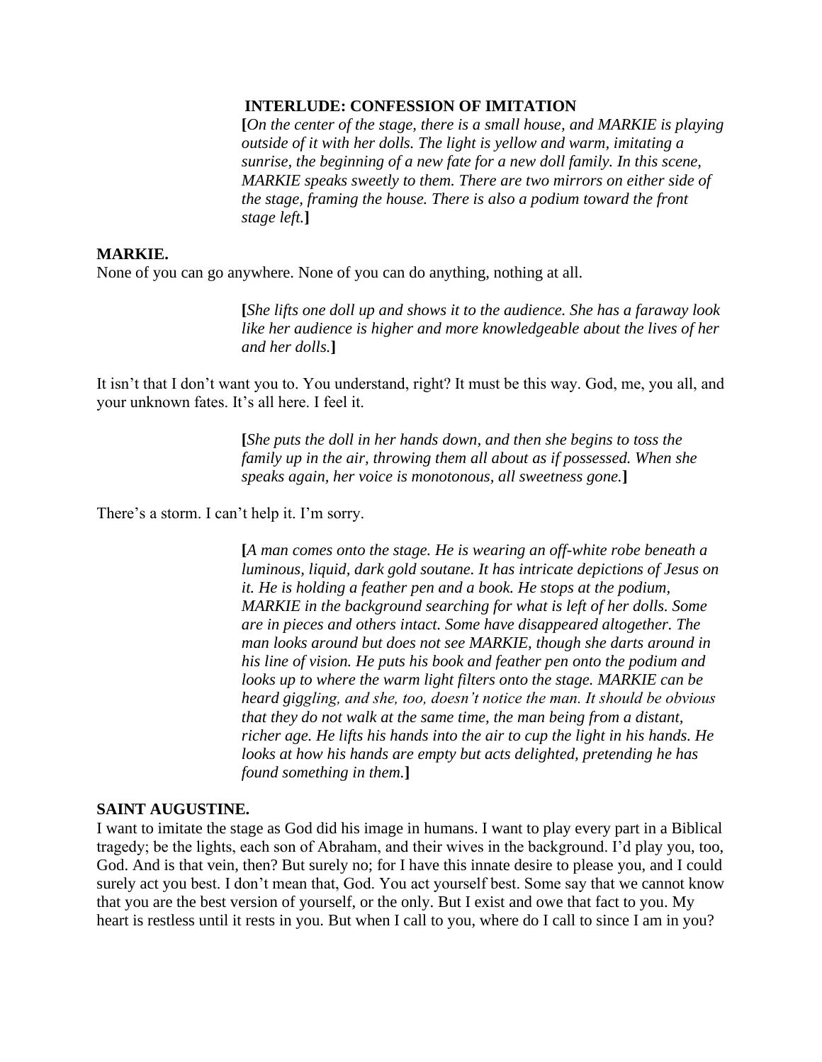**INTERLUDE: CONFESSION OF IMITATION**

**[***On the center of the stage, there is a small house, and MARKIE is playing outside of it with her dolls. The light is yellow and warm, imitating a sunrise, the beginning of a new fate for a new doll family. In this scene, MARKIE speaks sweetly to them. There are two mirrors on either side of the stage, framing the house. There is also a podium toward the front stage left.***]**

**MARKIE.**

None of you can go anywhere. None of you can do anything, nothing at all.

**[***She lifts one doll up and shows it to the audience. She has a faraway look like her audience is higher and more knowledgeable about the lives of her and her dolls.***]**

It isn't that I don't want you to. You understand, right? It must be this way. God, me, you all, and your unknown fates. It's all here. I feel it.

**[***She puts the doll in her hands down, and then she begins to toss the family up in the air, throwing them all about as if possessed. When she speaks again, her voice is monotonous, all sweetness gone.***]**

There's a storm. I can't help it. I'm sorry.

**[***A man comes onto the stage. He is wearing an off-white robe beneath a luminous, liquid, dark gold soutane. It has intricate depictions of Jesus on it. He is holding a feather pen and a book. He stops at the podium, MARKIE in the background searching for what is left of her dolls. Some are in pieces and others intact. Some have disappeared altogether. The man looks around but does not see MARKIE, though she darts around in his line of vision. He puts his book and feather pen onto the podium and looks up to where the warm light filters onto the stage. MARKIE can be heard giggling, and she, too, doesn't notice the man. It should be obvious that they do not walk at the same time, the man being from a distant, richer age. He lifts his hands into the air to cup the light in his hands. He looks at how his hands are empty but acts delighted, pretending he has found something in them.***]**

**SAINT AUGUSTINE.**

I want to imitate the stage as God did his image in humans. I want to play every part in a Biblical tragedy; be the lights, each son of Abraham, and their wives in the background. I'd play you, too, God. And is that vein, then? But surely no; for I have this innate desire to please you, and I could surely act you best. I don't mean that, God. You act yourself best. Some say that we cannot know that you are the best version of yourself, or the only. But I exist and owe that fact to you. My heart is restless until it rests in you. But when I call to you, where do I call to since I am in you?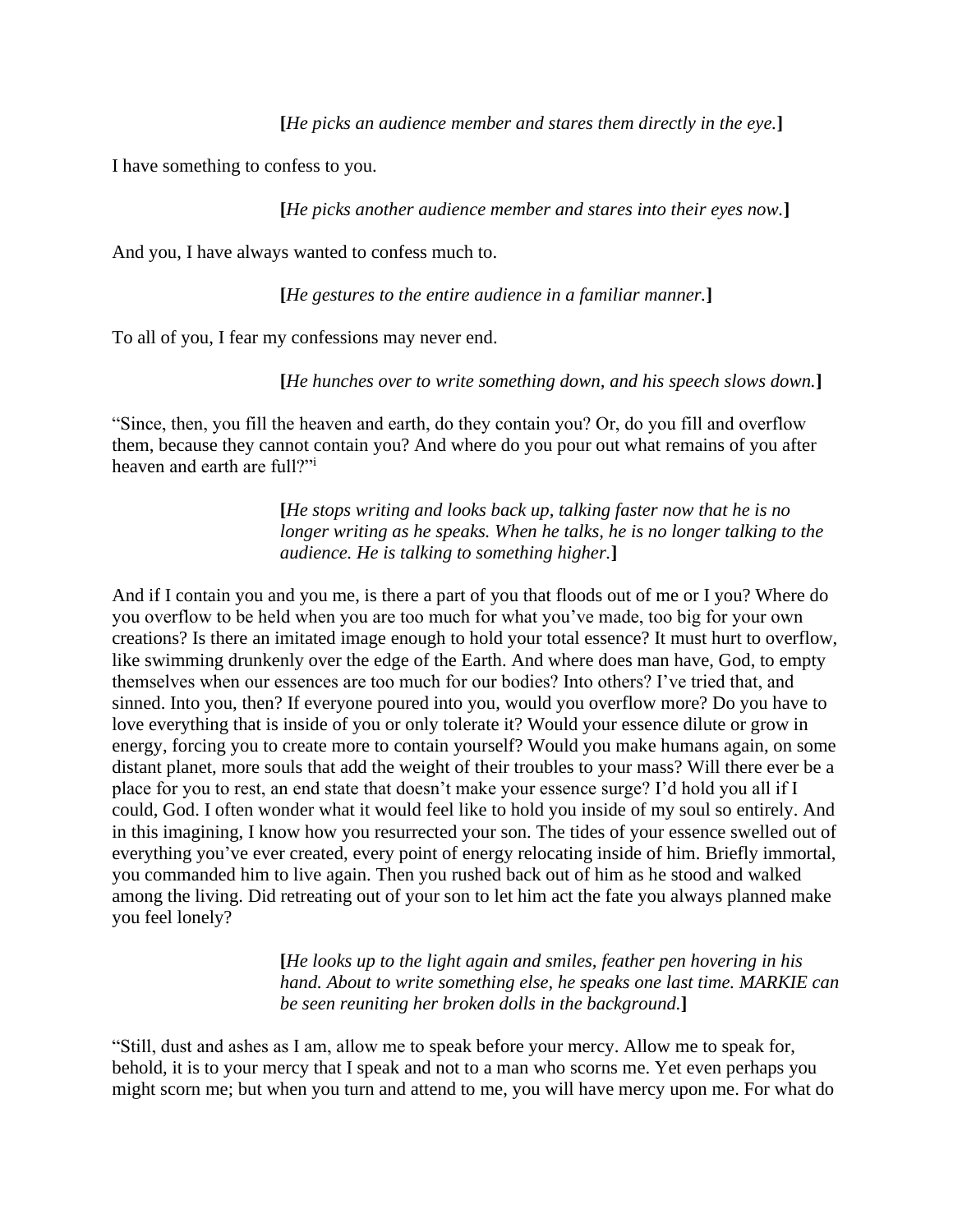**[***He picks an audience member and stares them directly in the eye.***]**

I have something to confess to you.

**[***He picks another audience member and stares into their eyes now.***]**

And you, I have always wanted to confess much to.

**[***He gestures to the entire audience in a familiar manner.***]**

To all of you, I fear my confessions may never end.

**[***He hunches over to write something down, and his speech slows down.***]**

"Since, then, you fill the heaven and earth, do they contain you? Or, do you fill and overflow them, because they cannot contain you? And where do you pour out what remains of you after heaven and earth are full?"[i]

**[***He stops writing and looks back up, talking faster now that he is no longer writing as he speaks. When he talks, he is no longer talking to the audience. He is talking to something higher.***]**

And if I contain you and you me, is there a part of you that floods out of me or I you? Where do you overflow to be held when you are too much for what you've made, too big for your own creations? Is there an imitated image enough to hold your total essence? It must hurt to overflow, like swimming drunkenly over the edge of the Earth. And where does man have, God, to empty themselves when our essences are too much for our bodies? Into others? I've tried that, and sinned. Into you, then? If everyone poured into you, would you overflow more? Do you have to love everything that is inside of you or only tolerate it? Would your essence dilute or grow in energy, forcing you to create more to contain yourself? Would you make humans again, on some distant planet, more souls that add the weight of their troubles to your mass? Will there ever be a place for you to rest, an end state that doesn't make your essence surge? I'd hold you all if I could, God. I often wonder what it would feel like to hold you inside of my soul so entirely. And in this imagining, I know how you resurrected your son. The tides of your essence swelled out of everything you've ever created, every point of energy relocating inside of him. Briefly immortal, you commanded him to live again. Then you rushed back out of him as he stood and walked among the living. Did retreating out of your son to let him act the fate you always planned make you feel lonely?

**[***He looks up to the light again and smiles, feather pen hovering in his hand. About to write something else, he speaks one last time. MARKIE can be seen reuniting her broken dolls in the background.***]**

"Still, dust and ashes as I am, allow me to speak before your mercy. Allow me to speak for, behold, it is to your mercy that I speak and not to a man who scorns me. Yet even perhaps you might scorn me; but when you turn and attend to me, you will have mercy upon me. For what do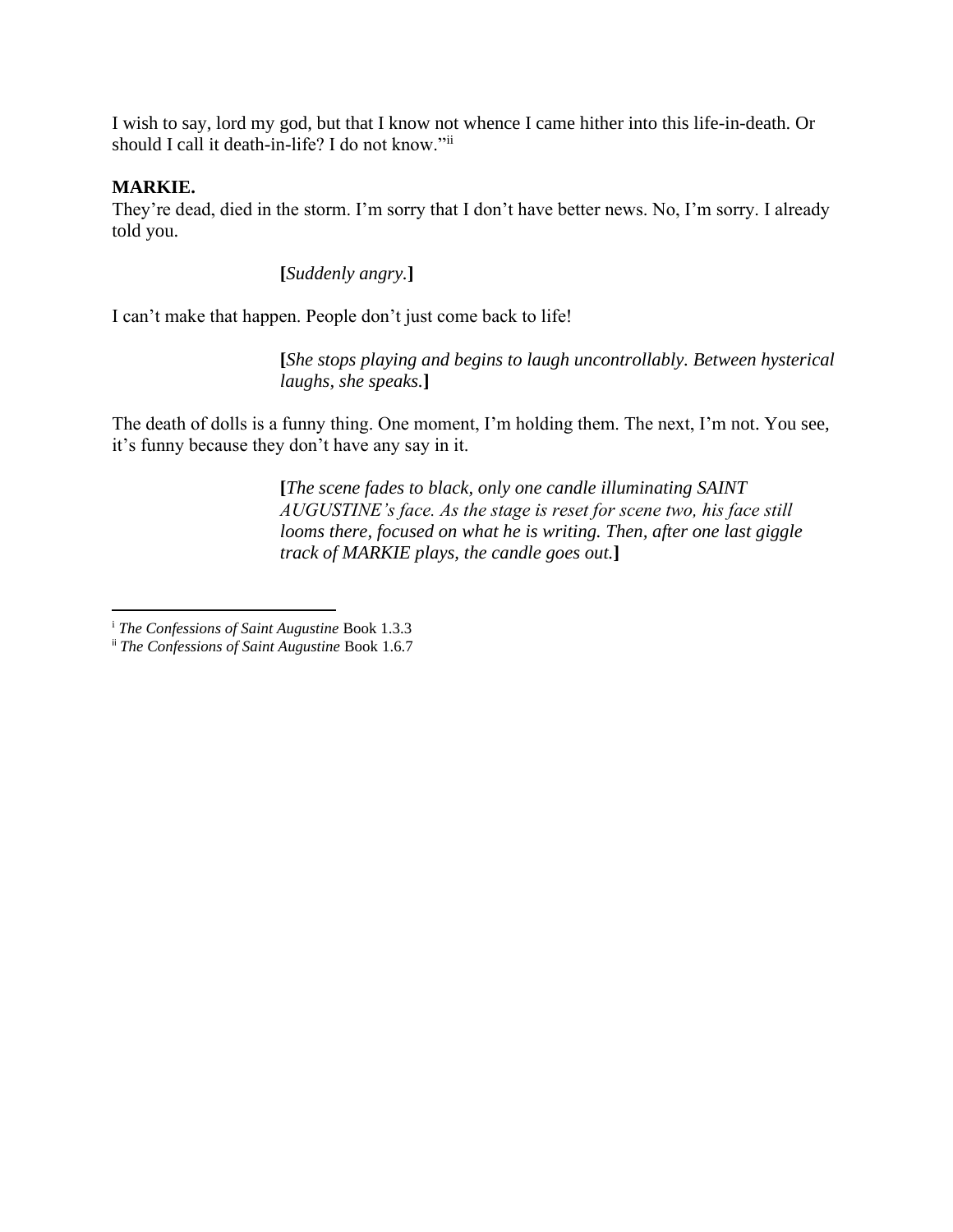I wish to say, lord my god, but that I know not whence I came hither into this life-in-death. Or should I call it death-in-life? I do not know."[ii]

**MARKIE.**

They're dead, died in the storm. I'm sorry that I don't have better news. No, I'm sorry. I already told you.

**[***Suddenly angry.***]**

I can't make that happen. People don't just come back to life!

**[***She stops playing and begins to laugh uncontrollably. Between hysterical laughs, she speaks.***]**

The death of dolls is a funny thing. One moment, I'm holding them. The next, I'm not. You see, it's funny because they don't have any say in it.

**[***The scene fades to black, only one candle illuminating SAINT AUGUSTINE's face. As the stage is reset for scene two, his face still looms there, focused on what he is writing. Then, after one last giggle track of MARKIE plays, the candle goes out.***]**

---

[i] *The Confessions of Saint Augustine* Book 1.3.3

[ii] *The Confessions of Saint Augustine* Book 1.6.7